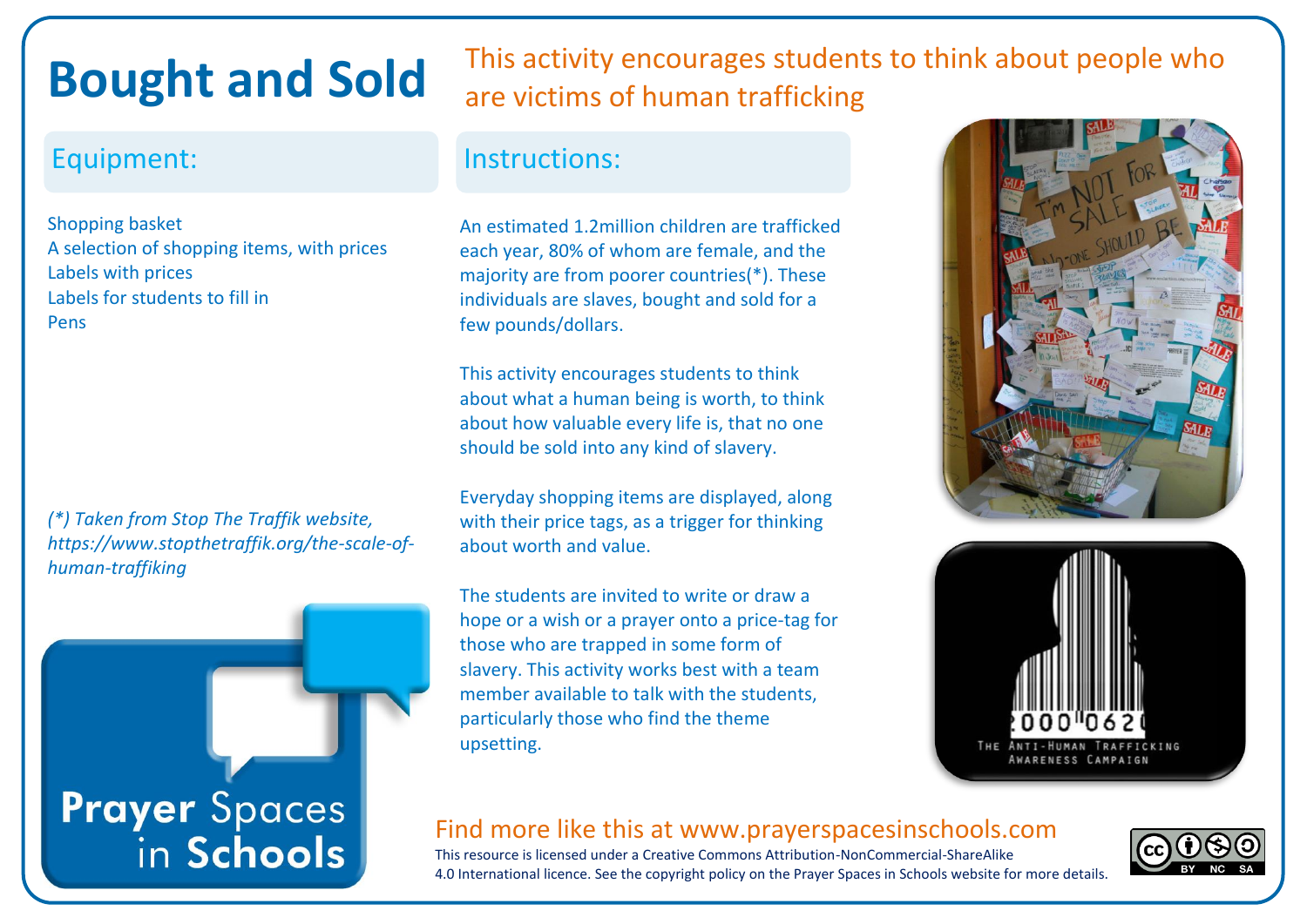# Bought and Sold

This activity encourages students to think about people who are victims of human trafficking

## Equipment:

Shopping basket
A selection of shopping items, with prices
Labels with prices
Labels for students to fill in
Pens

*(*) Taken from Stop The Traffik website, https://www.stopthetraffik.org/the-scale-of-human-traffiking*

## Instructions:

An estimated 1.2million children are trafficked each year, 80% of whom are female, and the majority are from poorer countries(*). These individuals are slaves, bought and sold for a few pounds/dollars.

This activity encourages students to think about what a human being is worth, to think about how valuable every life is, that no one should be sold into any kind of slavery.

Everyday shopping items are displayed, along with their price tags, as a trigger for thinking about worth and value.

The students are invited to write or draw a hope or a wish or a prayer onto a price-tag for those who are trapped in some form of slavery. This activity works best with a team member available to talk with the students, particularly those who find the theme upsetting.

Find more like this at www.prayerspacesinschools.com

This resource is licensed under a Creative Commons Attribution-NonCommercial-ShareAlike 4.0 International licence. See the copyright policy on the Prayer Spaces in Schools website for more details.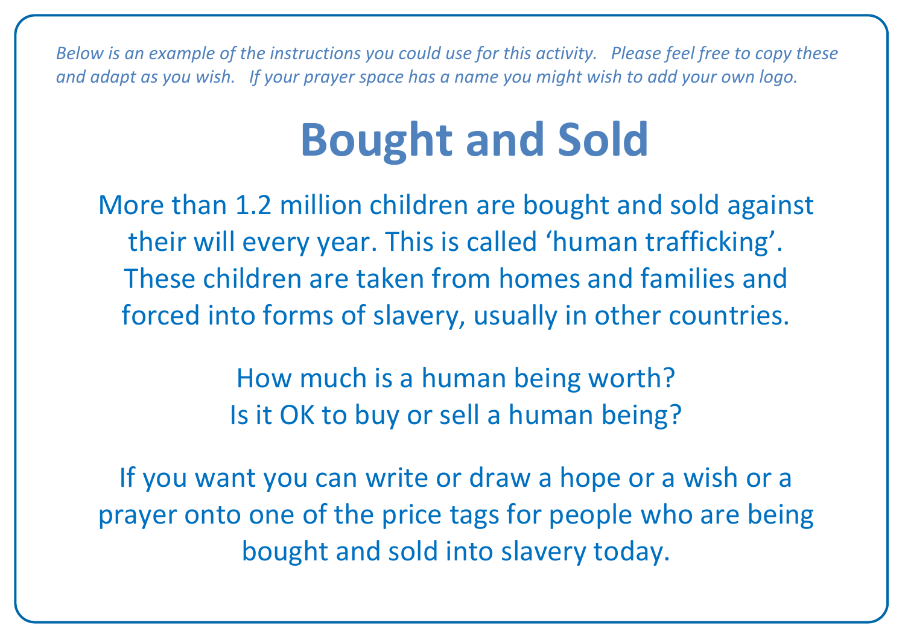*Below is an example of the instructions you could use for this activity. Please feel free to copy these and adapt as you wish. If your prayer space has a name you might wish to add your own logo.*

# Bought and Sold

More than 1.2 million children are bought and sold against their will every year. This is called 'human trafficking'. These children are taken from homes and families and forced into forms of slavery, usually in other countries.

How much is a human being worth?
Is it OK to buy or sell a human being?

If you want you can write or draw a hope or a wish or a prayer onto one of the price tags for people who are being bought and sold into slavery today.